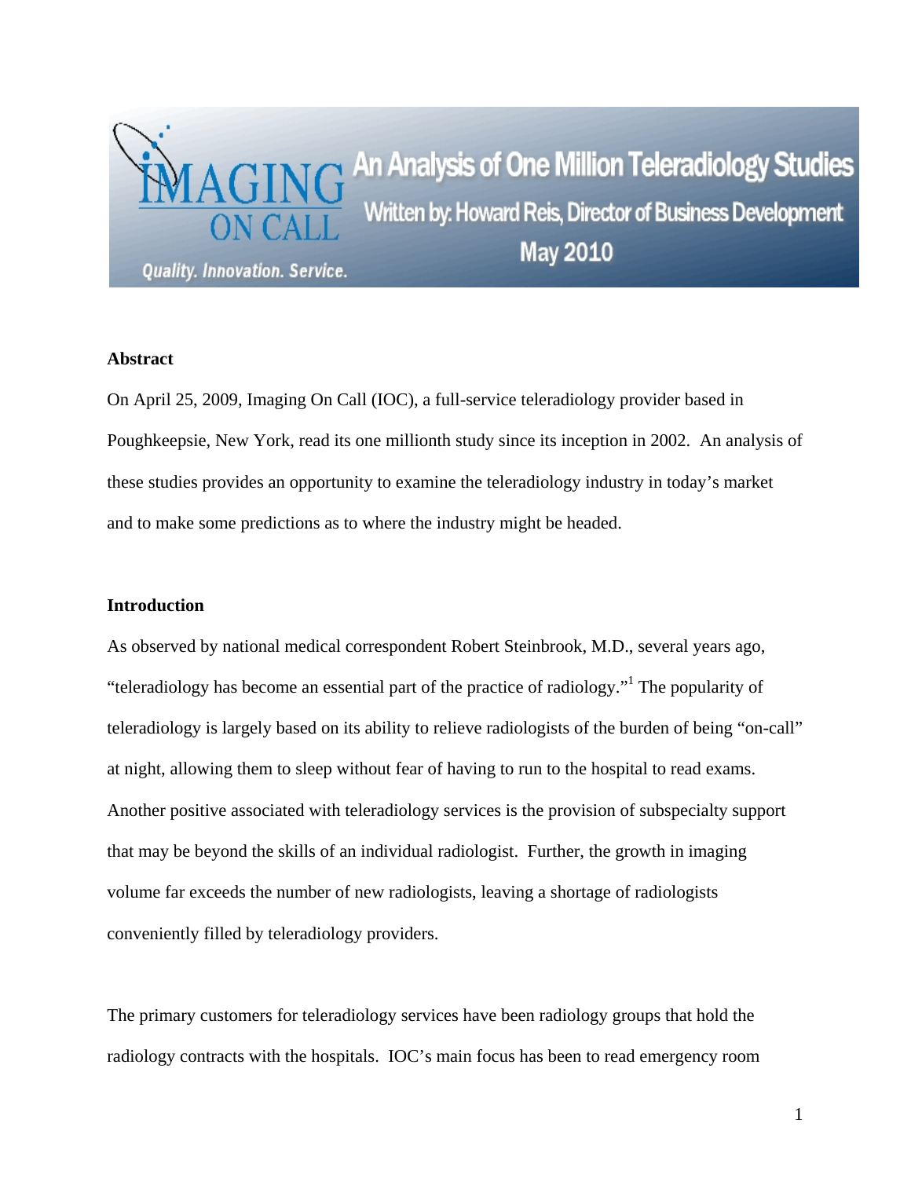# An Analysis of One Million Teleradiology Studies

Written by: Howard Reis, Director of Business Development

May 2010

IMAGING ON CALL — Quality. Innovation. Service.

**Abstract**

On April 25, 2009, Imaging On Call (IOC), a full-service teleradiology provider based in Poughkeepsie, New York, read its one millionth study since its inception in 2002. An analysis of these studies provides an opportunity to examine the teleradiology industry in today's market and to make some predictions as to where the industry might be headed.

**Introduction**

As observed by national medical correspondent Robert Steinbrook, M.D., several years ago, "teleradiology has become an essential part of the practice of radiology."[1] The popularity of teleradiology is largely based on its ability to relieve radiologists of the burden of being "on-call" at night, allowing them to sleep without fear of having to run to the hospital to read exams. Another positive associated with teleradiology services is the provision of subspecialty support that may be beyond the skills of an individual radiologist. Further, the growth in imaging volume far exceeds the number of new radiologists, leaving a shortage of radiologists conveniently filled by teleradiology providers.

The primary customers for teleradiology services have been radiology groups that hold the radiology contracts with the hospitals. IOC's main focus has been to read emergency room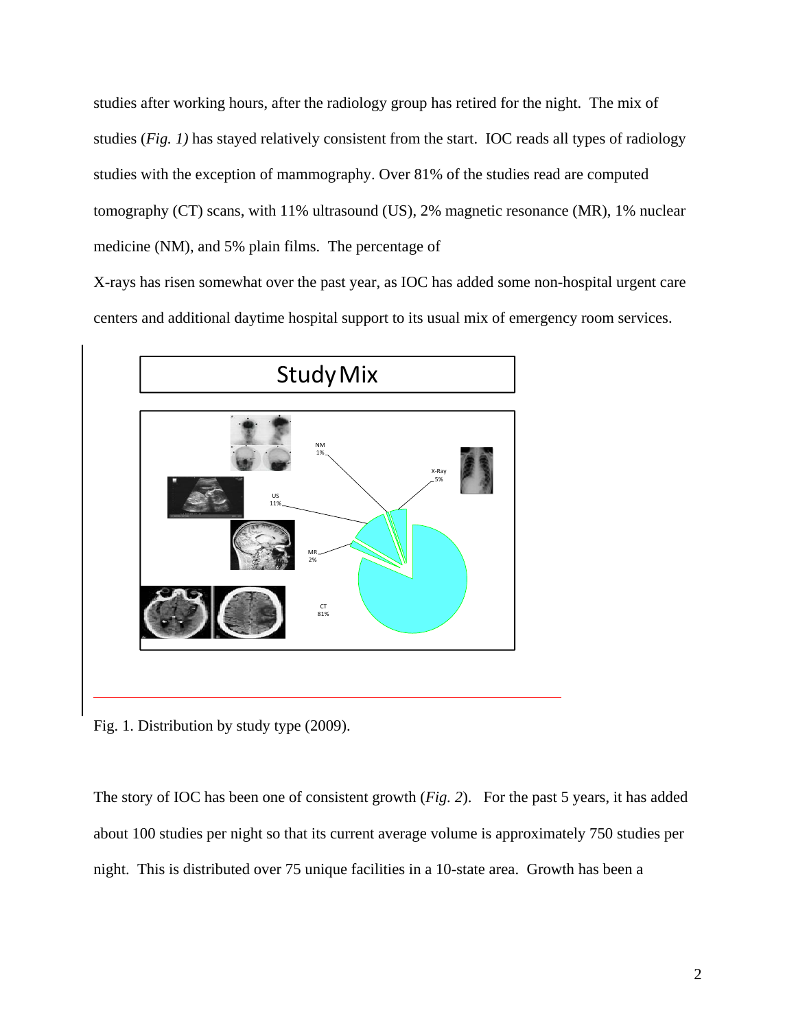studies after working hours, after the radiology group has retired for the night. The mix of studies (*Fig. 1)* has stayed relatively consistent from the start. IOC reads all types of radiology studies with the exception of mammography. Over 81% of the studies read are computed tomography (CT) scans, with 11% ultrasound (US), 2% magnetic resonance (MR), 1% nuclear medicine (NM), and 5% plain films. The percentage of

X-rays has risen somewhat over the past year, as IOC has added some non-hospital urgent care centers and additional daytime hospital support to its usual mix of emergency room services.

Fig. 1. Distribution by study type (2009).

The story of IOC has been one of consistent growth (*Fig. 2*). For the past 5 years, it has added about 100 studies per night so that its current average volume is approximately 750 studies per night. This is distributed over 75 unique facilities in a 10-state area. Growth has been a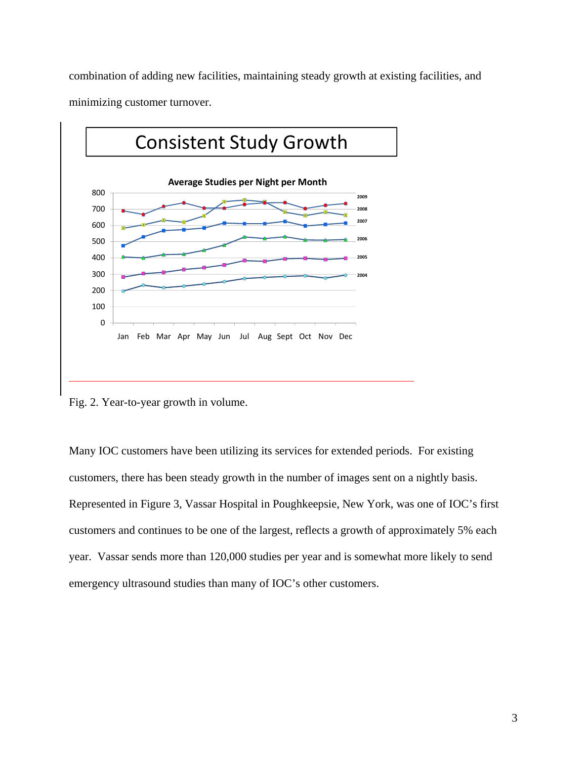combination of adding new facilities, maintaining steady growth at existing facilities, and minimizing customer turnover.

Fig. 2. Year-to-year growth in volume.

Many IOC customers have been utilizing its services for extended periods. For existing customers, there has been steady growth in the number of images sent on a nightly basis. Represented in Figure 3, Vassar Hospital in Poughkeepsie, New York, was one of IOC's first customers and continues to be one of the largest, reflects a growth of approximately 5% each year. Vassar sends more than 120,000 studies per year and is somewhat more likely to send emergency ultrasound studies than many of IOC's other customers.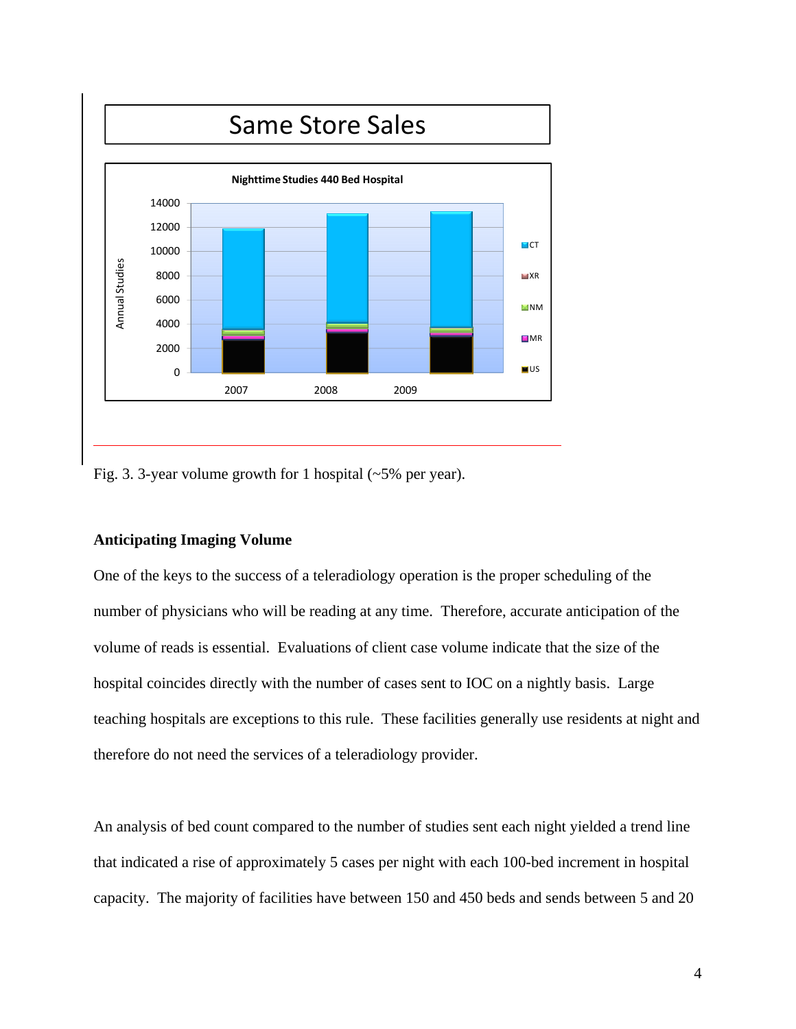Same Store Sales

Nighttime Studies 440 Bed Hospital

Fig. 3. 3-year volume growth for 1 hospital (~5% per year).

### Anticipating Imaging Volume

One of the keys to the success of a teleradiology operation is the proper scheduling of the number of physicians who will be reading at any time. Therefore, accurate anticipation of the volume of reads is essential. Evaluations of client case volume indicate that the size of the hospital coincides directly with the number of cases sent to IOC on a nightly basis. Large teaching hospitals are exceptions to this rule. These facilities generally use residents at night and therefore do not need the services of a teleradiology provider.

An analysis of bed count compared to the number of studies sent each night yielded a trend line that indicated a rise of approximately 5 cases per night with each 100-bed increment in hospital capacity. The majority of facilities have between 150 and 450 beds and sends between 5 and 20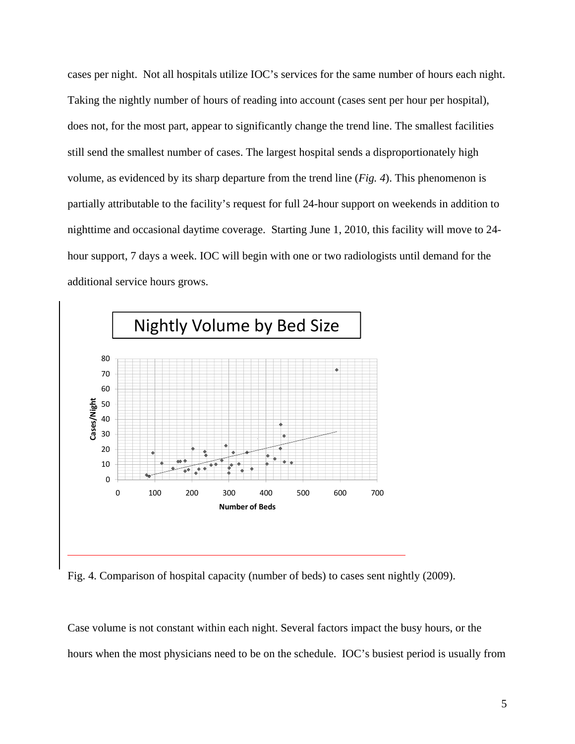cases per night. Not all hospitals utilize IOC's services for the same number of hours each night. Taking the nightly number of hours of reading into account (cases sent per hour per hospital), does not, for the most part, appear to significantly change the trend line. The smallest facilities still send the smallest number of cases. The largest hospital sends a disproportionately high volume, as evidenced by its sharp departure from the trend line (*Fig. 4*). This phenomenon is partially attributable to the facility's request for full 24-hour support on weekends in addition to nighttime and occasional daytime coverage. Starting June 1, 2010, this facility will move to 24-hour support, 7 days a week. IOC will begin with one or two radiologists until demand for the additional service hours grows.

Fig. 4. Comparison of hospital capacity (number of beds) to cases sent nightly (2009).

Case volume is not constant within each night. Several factors impact the busy hours, or the hours when the most physicians need to be on the schedule. IOC's busiest period is usually from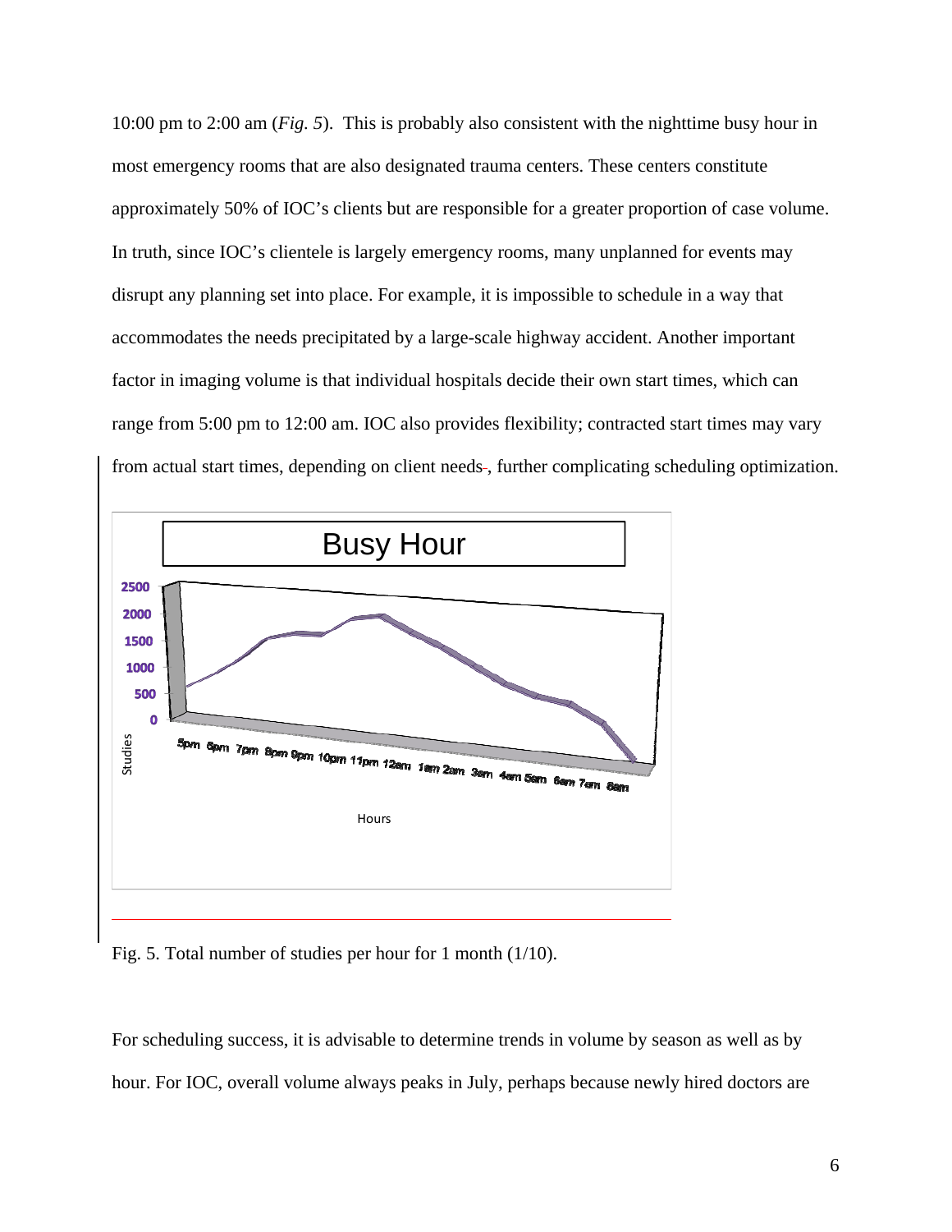10:00 pm to 2:00 am (*Fig. 5*). This is probably also consistent with the nighttime busy hour in most emergency rooms that are also designated trauma centers. These centers constitute approximately 50% of IOC's clients but are responsible for a greater proportion of case volume. In truth, since IOC's clientele is largely emergency rooms, many unplanned for events may disrupt any planning set into place. For example, it is impossible to schedule in a way that accommodates the needs precipitated by a large-scale highway accident. Another important factor in imaging volume is that individual hospitals decide their own start times, which can range from 5:00 pm to 12:00 am. IOC also provides flexibility; contracted start times may vary from actual start times, depending on client needs, further complicating scheduling optimization.

Fig. 5. Total number of studies per hour for 1 month (1/10).

For scheduling success, it is advisable to determine trends in volume by season as well as by hour. For IOC, overall volume always peaks in July, perhaps because newly hired doctors are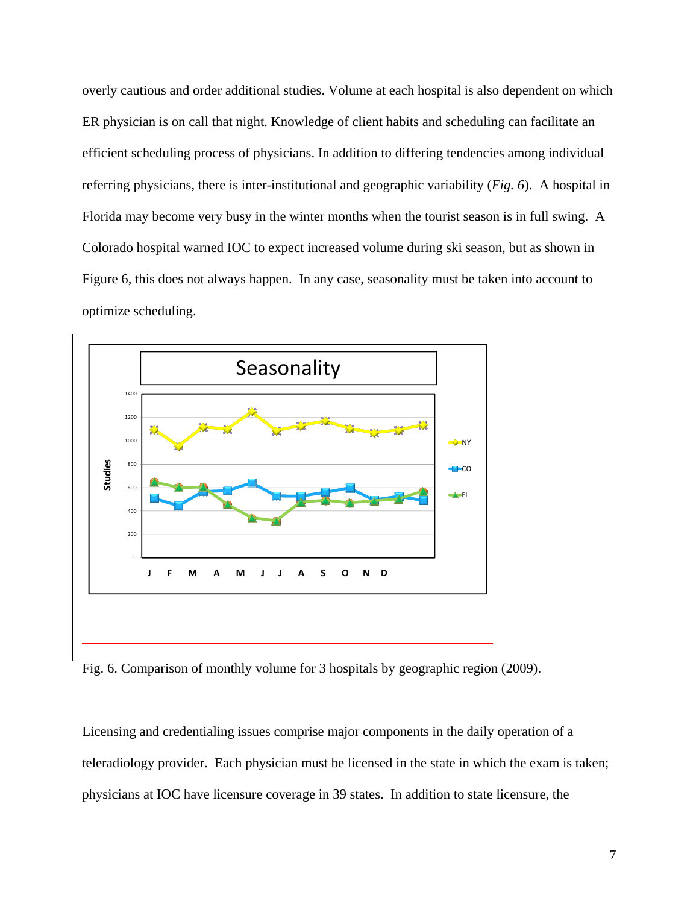overly cautious and order additional studies. Volume at each hospital is also dependent on which ER physician is on call that night. Knowledge of client habits and scheduling can facilitate an efficient scheduling process of physicians. In addition to differing tendencies among individual referring physicians, there is inter-institutional and geographic variability (*Fig. 6*). A hospital in Florida may become very busy in the winter months when the tourist season is in full swing. A Colorado hospital warned IOC to expect increased volume during ski season, but as shown in Figure 6, this does not always happen. In any case, seasonality must be taken into account to optimize scheduling.

Fig. 6. Comparison of monthly volume for 3 hospitals by geographic region (2009).

Licensing and credentialing issues comprise major components in the daily operation of a teleradiology provider. Each physician must be licensed in the state in which the exam is taken; physicians at IOC have licensure coverage in 39 states. In addition to state licensure, the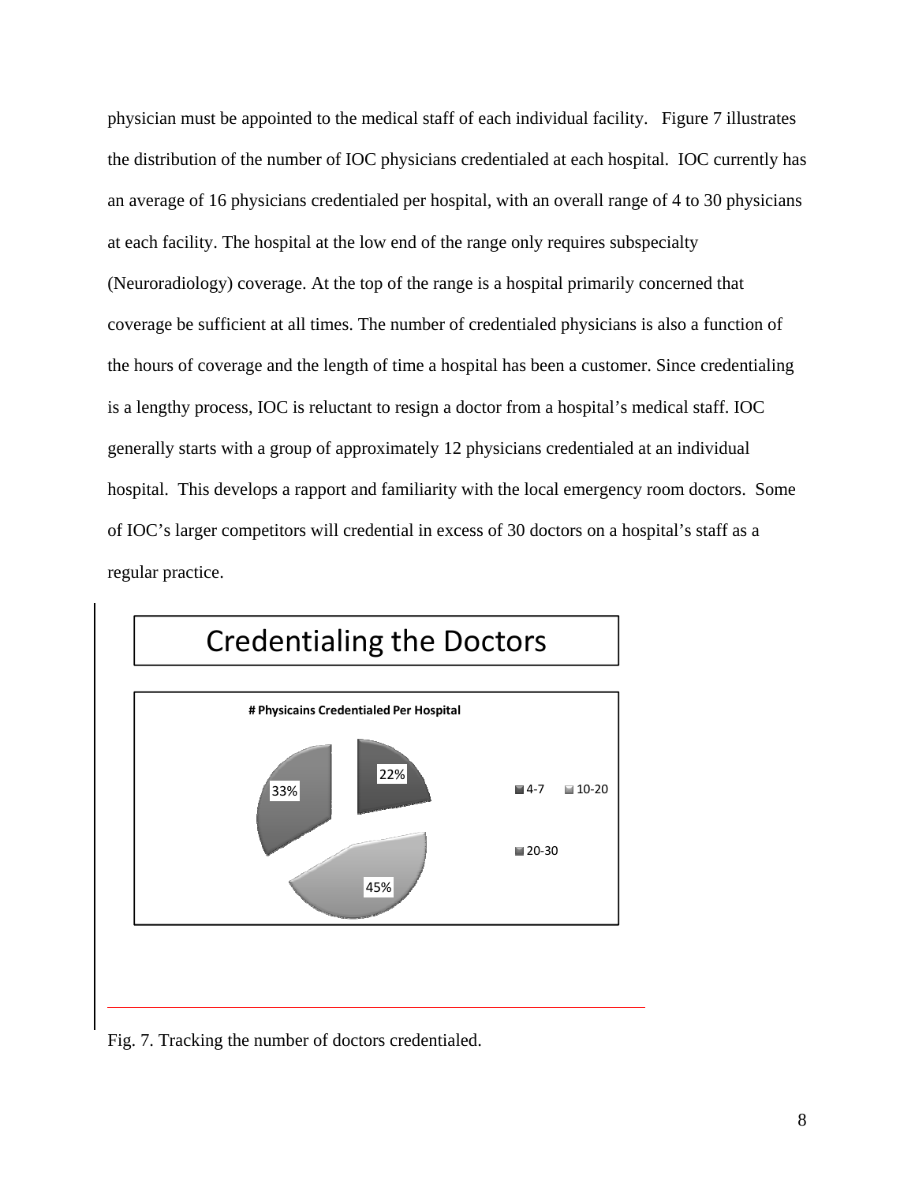physician must be appointed to the medical staff of each individual facility. Figure 7 illustrates the distribution of the number of IOC physicians credentialed at each hospital. IOC currently has an average of 16 physicians credentialed per hospital, with an overall range of 4 to 30 physicians at each facility. The hospital at the low end of the range only requires subspecialty (Neuroradiology) coverage. At the top of the range is a hospital primarily concerned that coverage be sufficient at all times. The number of credentialed physicians is also a function of the hours of coverage and the length of time a hospital has been a customer. Since credentialing is a lengthy process, IOC is reluctant to resign a doctor from a hospital's medical staff. IOC generally starts with a group of approximately 12 physicians credentialed at an individual hospital. This develops a rapport and familiarity with the local emergency room doctors. Some of IOC's larger competitors will credential in excess of 30 doctors on a hospital's staff as a regular practice.

Credentialing the Doctors

# Physicains Credentialed Per Hospital

| Range | Percentage |
| --- | --- |
| 4-7 | 22% |
| 10-20 | 45% |
| 20-30 | 33% |

Fig. 7. Tracking the number of doctors credentialed.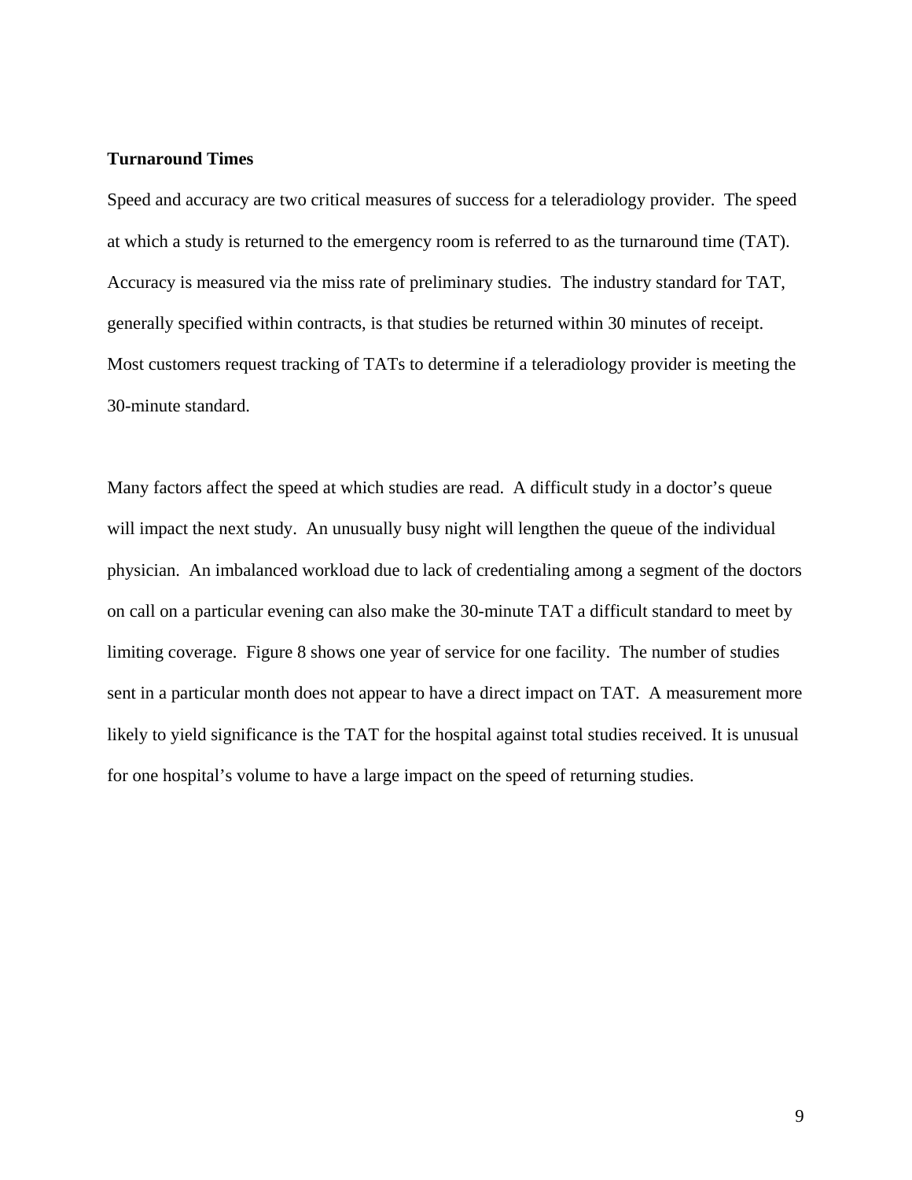**Turnaround Times**

Speed and accuracy are two critical measures of success for a teleradiology provider. The speed at which a study is returned to the emergency room is referred to as the turnaround time (TAT). Accuracy is measured via the miss rate of preliminary studies. The industry standard for TAT, generally specified within contracts, is that studies be returned within 30 minutes of receipt. Most customers request tracking of TATs to determine if a teleradiology provider is meeting the 30-minute standard.

Many factors affect the speed at which studies are read. A difficult study in a doctor's queue will impact the next study. An unusually busy night will lengthen the queue of the individual physician. An imbalanced workload due to lack of credentialing among a segment of the doctors on call on a particular evening can also make the 30-minute TAT a difficult standard to meet by limiting coverage. Figure 8 shows one year of service for one facility. The number of studies sent in a particular month does not appear to have a direct impact on TAT. A measurement more likely to yield significance is the TAT for the hospital against total studies received. It is unusual for one hospital's volume to have a large impact on the speed of returning studies.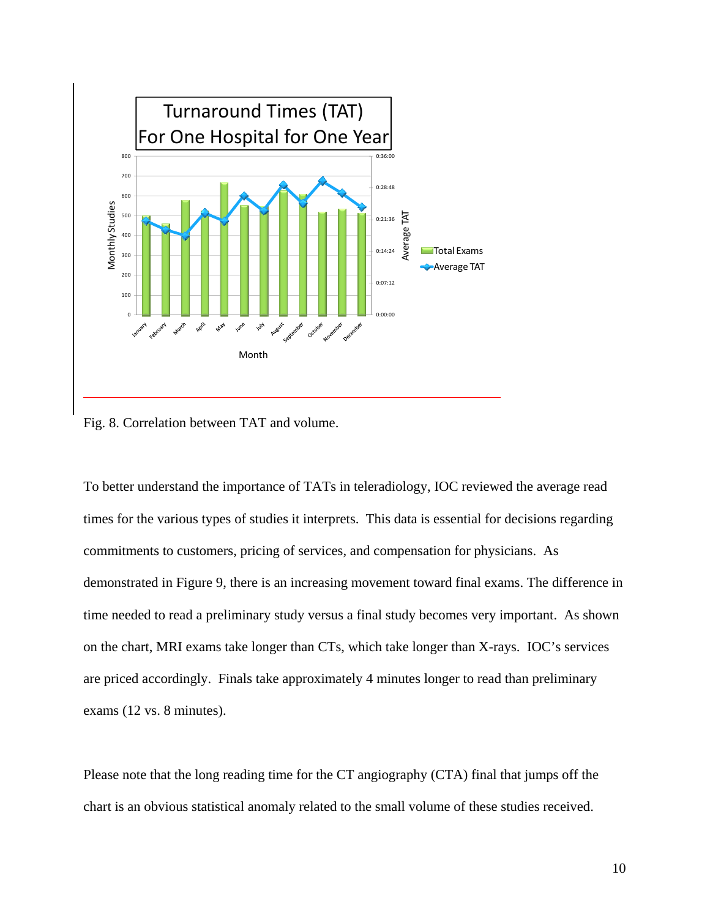Fig. 8. Correlation between TAT and volume.

To better understand the importance of TATs in teleradiology, IOC reviewed the average read times for the various types of studies it interprets. This data is essential for decisions regarding commitments to customers, pricing of services, and compensation for physicians. As demonstrated in Figure 9, there is an increasing movement toward final exams. The difference in time needed to read a preliminary study versus a final study becomes very important. As shown on the chart, MRI exams take longer than CTs, which take longer than X-rays. IOC's services are priced accordingly. Finals take approximately 4 minutes longer to read than preliminary exams (12 vs. 8 minutes).

Please note that the long reading time for the CT angiography (CTA) final that jumps off the chart is an obvious statistical anomaly related to the small volume of these studies received.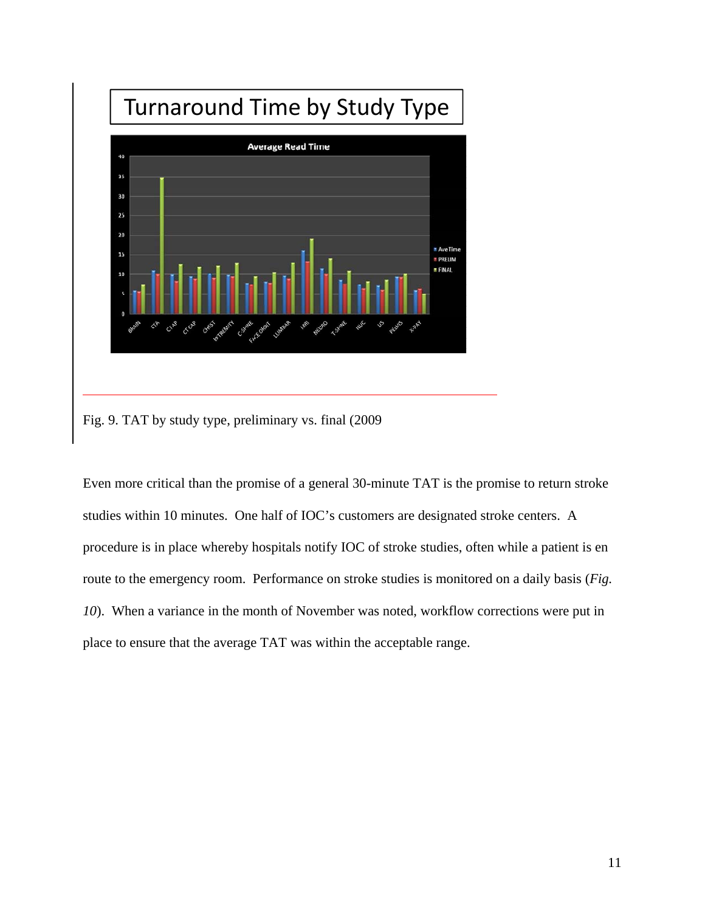Turnaround Time by Study Type

Fig. 9. TAT by study type, preliminary vs. final (2009

Even more critical than the promise of a general 30-minute TAT is the promise to return stroke studies within 10 minutes. One half of IOC's customers are designated stroke centers. A procedure is in place whereby hospitals notify IOC of stroke studies, often while a patient is en route to the emergency room. Performance on stroke studies is monitored on a daily basis (*Fig. 10*). When a variance in the month of November was noted, workflow corrections were put in place to ensure that the average TAT was within the acceptable range.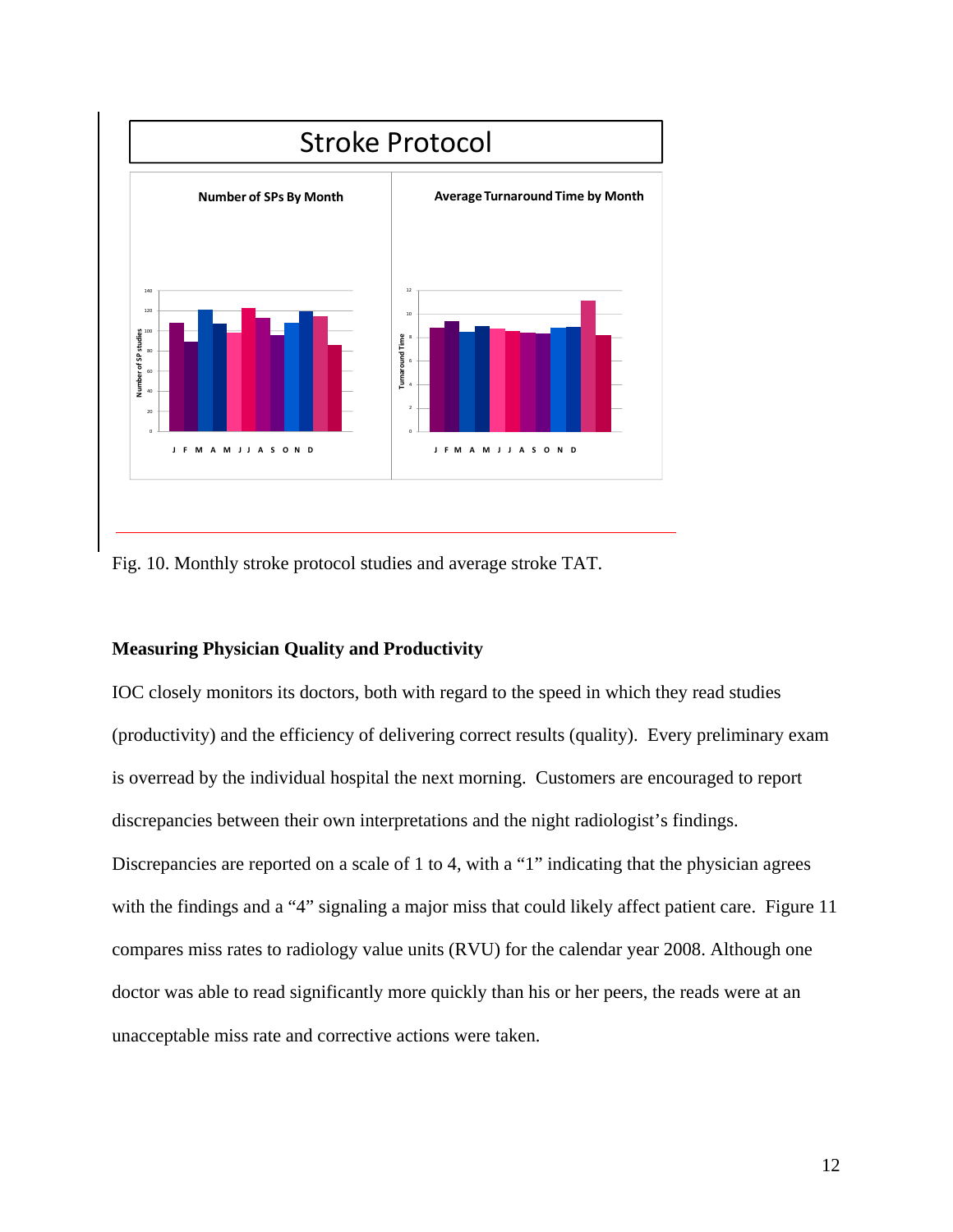Fig. 10. Monthly stroke protocol studies and average stroke TAT.

**Measuring Physician Quality and Productivity**

IOC closely monitors its doctors, both with regard to the speed in which they read studies (productivity) and the efficiency of delivering correct results (quality). Every preliminary exam is overread by the individual hospital the next morning. Customers are encouraged to report discrepancies between their own interpretations and the night radiologist's findings. Discrepancies are reported on a scale of 1 to 4, with a "1" indicating that the physician agrees with the findings and a "4" signaling a major miss that could likely affect patient care. Figure 11 compares miss rates to radiology value units (RVU) for the calendar year 2008. Although one doctor was able to read significantly more quickly than his or her peers, the reads were at an unacceptable miss rate and corrective actions were taken.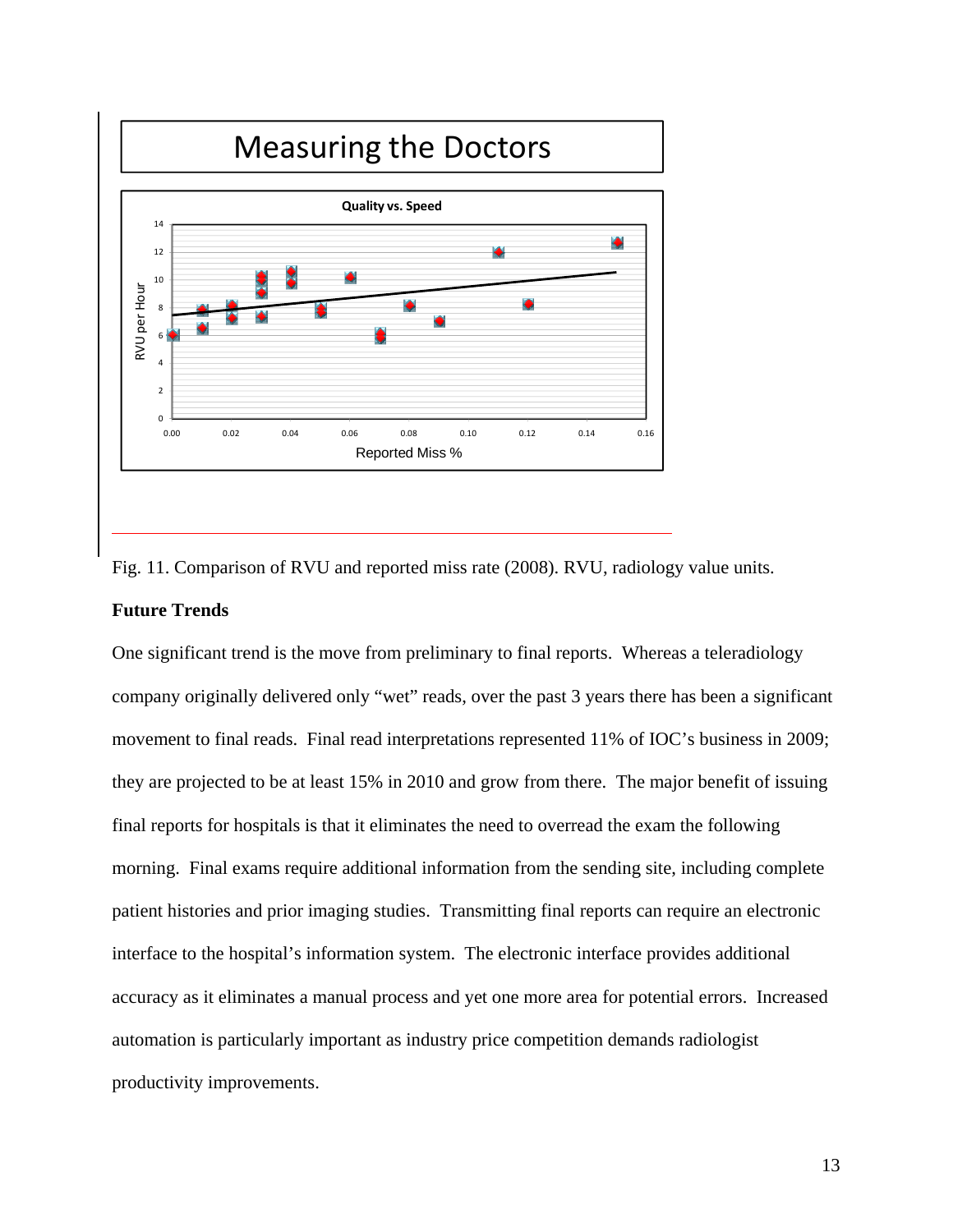Fig. 11. Comparison of RVU and reported miss rate (2008). RVU, radiology value units.

**Future Trends**

One significant trend is the move from preliminary to final reports. Whereas a teleradiology company originally delivered only "wet" reads, over the past 3 years there has been a significant movement to final reads. Final read interpretations represented 11% of IOC's business in 2009; they are projected to be at least 15% in 2010 and grow from there. The major benefit of issuing final reports for hospitals is that it eliminates the need to overread the exam the following morning. Final exams require additional information from the sending site, including complete patient histories and prior imaging studies. Transmitting final reports can require an electronic interface to the hospital's information system. The electronic interface provides additional accuracy as it eliminates a manual process and yet one more area for potential errors. Increased automation is particularly important as industry price competition demands radiologist productivity improvements.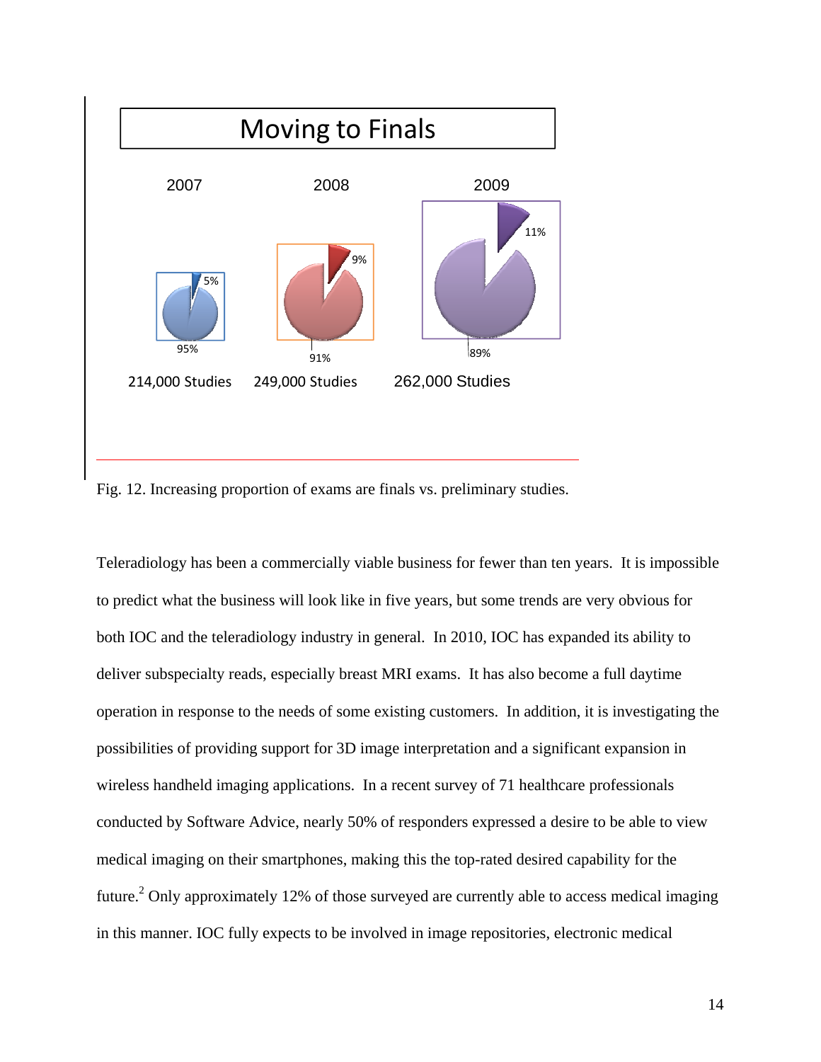Moving to Finals

| | 2007 | 2008 | 2009 |
|---|---|---|---|
| Finals | 5% | 9% | 11% |
| Preliminary | 95% | 91% | 89% |
| Total | 214,000 Studies | 249,000 Studies | 262,000 Studies |

Fig. 12. Increasing proportion of exams are finals vs. preliminary studies.

Teleradiology has been a commercially viable business for fewer than ten years. It is impossible to predict what the business will look like in five years, but some trends are very obvious for both IOC and the teleradiology industry in general. In 2010, IOC has expanded its ability to deliver subspecialty reads, especially breast MRI exams. It has also become a full daytime operation in response to the needs of some existing customers. In addition, it is investigating the possibilities of providing support for 3D image interpretation and a significant expansion in wireless handheld imaging applications. In a recent survey of 71 healthcare professionals conducted by Software Advice, nearly 50% of responders expressed a desire to be able to view medical imaging on their smartphones, making this the top-rated desired capability for the future.[2] Only approximately 12% of those surveyed are currently able to access medical imaging in this manner. IOC fully expects to be involved in image repositories, electronic medical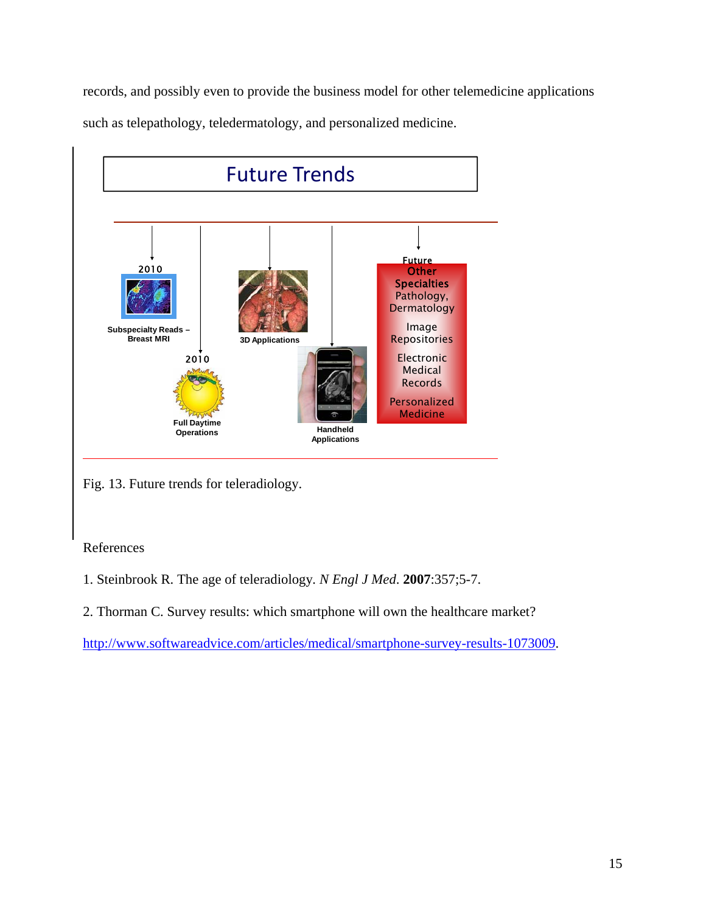records, and possibly even to provide the business model for other telemedicine applications such as telepathology, teledermatology, and personalized medicine.

Future Trends

2010 Subspecialty Reads – Breast MRI

2010 Full Daytime Operations

3D Applications

Handheld Applications

Future Other Specialties Pathology, Dermatology

Image Repositories

Electronic Medical Records

Personalized Medicine

Fig. 13. Future trends for teleradiology.

References

1. Steinbrook R. The age of teleradiology. *N Engl J Med*. **2007**:357;5-7.

2. Thorman C. Survey results: which smartphone will own the healthcare market? http://www.softwareadvice.com/articles/medical/smartphone-survey-results-1073009.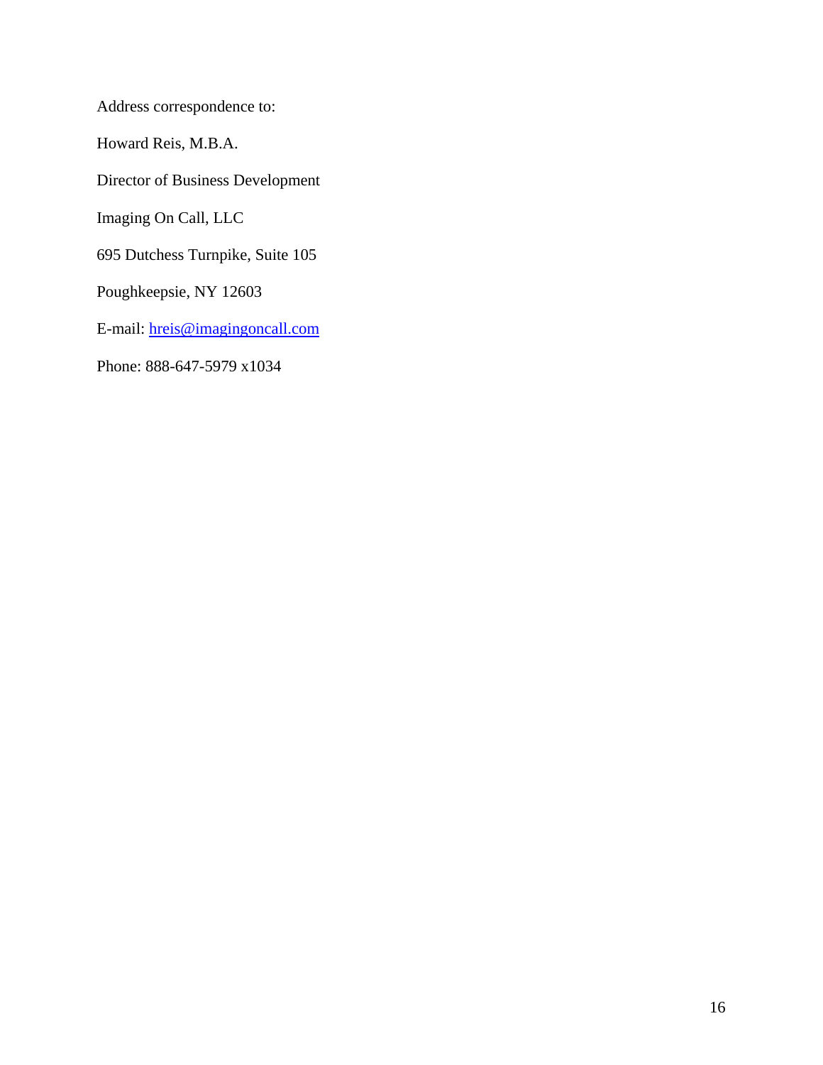Address correspondence to:

Howard Reis, M.B.A.

Director of Business Development

Imaging On Call, LLC

695 Dutchess Turnpike, Suite 105

Poughkeepsie, NY 12603

E-mail: hreis@imagingoncall.com

Phone: 888-647-5979 x1034